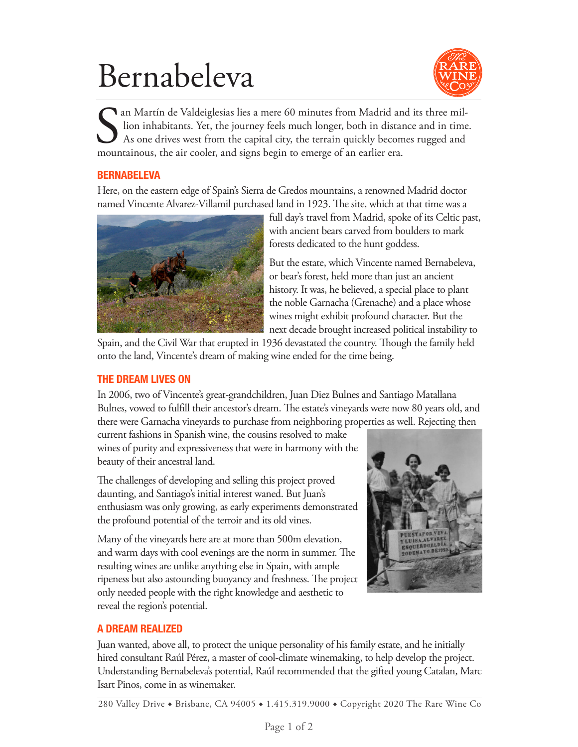# Bernabeleva

San Martín de Valdeiglesias lies a mere 60 minutes from Madrid and its three million inhabitants. Yet, the journey feels much longer, both in distance and in time. As one drives west from the capital city, the terrain quickly becomes rugged and mountainous, the air cooler, and signs begin to emerge of an earlier era.

## BERNABELEVA

Here, on the eastern edge of Spain's Sierra de Gredos mountains, a renowned Madrid doctor named Vincente Alvarez-Villamil purchased land in 1923. The site, which at that time was a full day's travel from Madrid, spoke of its Celtic past, with ancient bears carved from boulders to mark forests dedicated to the hunt goddess.

But the estate, which Vincente named Bernabeleva, or bear's forest, held more than just an ancient history. It was, he believed, a special place to plant the noble Garnacha (Grenache) and a place whose wines might exhibit profound character. But the next decade brought increased political instability to Spain, and the Civil War that erupted in 1936 devastated the country. Though the family held onto the land, Vincente's dream of making wine ended for the time being.

## THE DREAM LIVES ON

In 2006, two of Vincente's great-grandchildren, Juan Diez Bulnes and Santiago Matallana Bulnes, vowed to fulfill their ancestor's dream. The estate's vineyards were now 80 years old, and there were Garnacha vineyards to purchase from neighboring properties as well. Rejecting then current fashions in Spanish wine, the cousins resolved to make wines of purity and expressiveness that were in harmony with the beauty of their ancestral land.

The challenges of developing and selling this project proved daunting, and Santiago's initial interest waned. But Juan's enthusiasm was only growing, as early experiments demonstrated the profound potential of the terroir and its old vines.

Many of the vineyards here are at more than 500m elevation, and warm days with cool evenings are the norm in summer. The resulting wines are unlike anything else in Spain, with ample ripeness but also astounding buoyancy and freshness. The project only needed people with the right knowledge and aesthetic to reveal the region's potential.

## A DREAM REALIZED

Juan wanted, above all, to protect the unique personality of his family estate, and he initially hired consultant Raúl Pérez, a master of cool-climate winemaking, to help develop the project. Understanding Bernabeleva's potential, Raúl recommended that the gifted young Catalan, Marc Isart Pinos, come in as winemaker.

280 Valley Drive ◆ Brisbane, CA 94005 ◆ 1.415.319.9000 ◆ Copyright 2020 The Rare Wine Co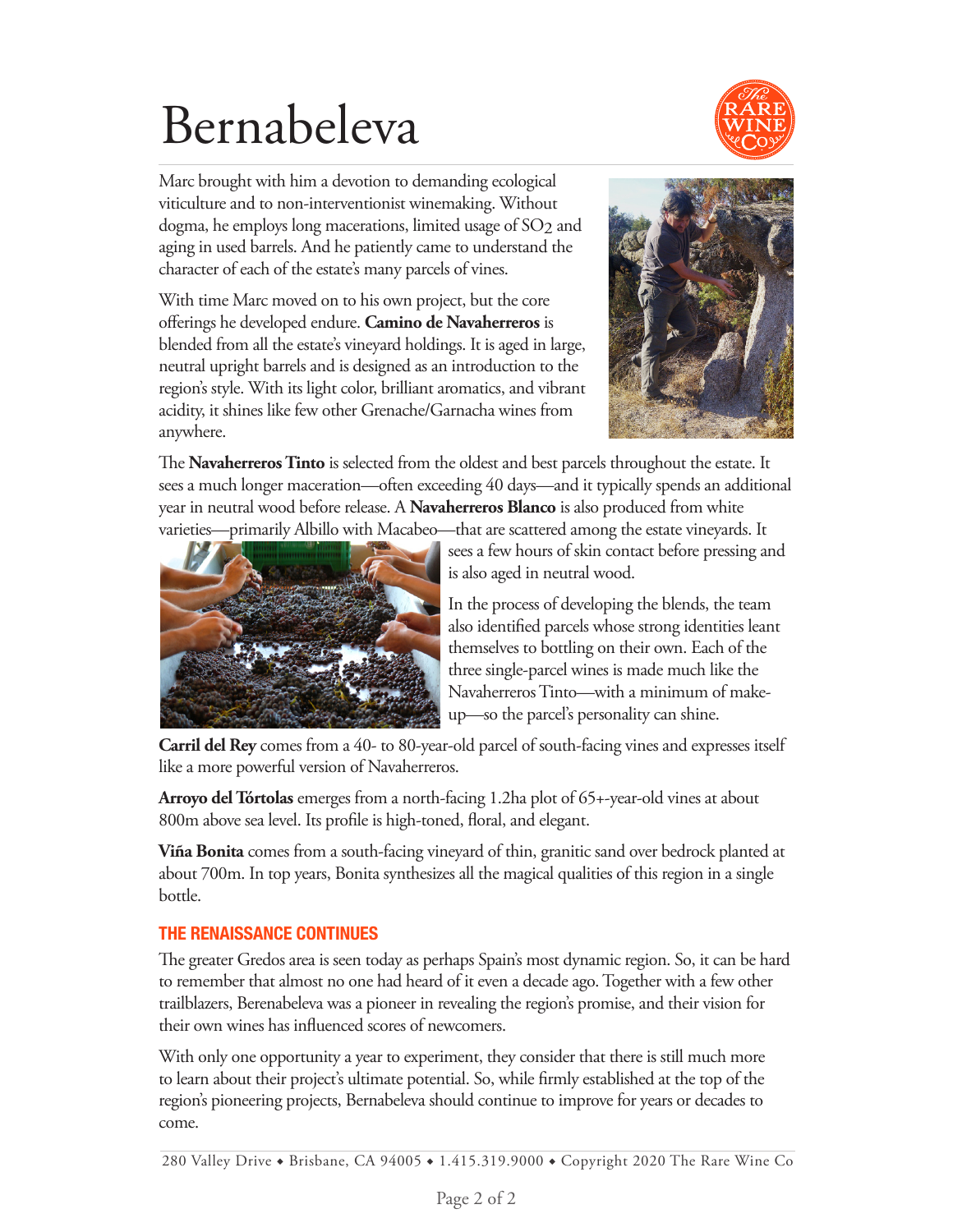# Bernabeleva

Marc brought with him a devotion to demanding ecological viticulture and to non-interventionist winemaking. Without dogma, he employs long macerations, limited usage of $SO_2$ and aging in used barrels. And he patiently came to understand the character of each of the estate's many parcels of vines.

With time Marc moved on to his own project, but the core offerings he developed endure. **Camino de Navaherreros** is blended from all the estate's vineyard holdings. It is aged in large, neutral upright barrels and is designed as an introduction to the region's style. With its light color, brilliant aromatics, and vibrant acidity, it shines like few other Grenache/Garnacha wines from anywhere.

The **Navaherreros Tinto** is selected from the oldest and best parcels throughout the estate. It sees a much longer maceration—often exceeding 40 days—and it typically spends an additional year in neutral wood before release. A **Navaherreros Blanco** is also produced from white varieties—primarily Albillo with Macabeo—that are scattered among the estate vineyards. It sees a few hours of skin contact before pressing and is also aged in neutral wood.

In the process of developing the blends, the team also identified parcels whose strong identities leant themselves to bottling on their own. Each of the three single-parcel wines is made much like the Navaherreros Tinto—with a minimum of make-up—so the parcel's personality can shine.

**Carril del Rey** comes from a 40- to 80-year-old parcel of south-facing vines and expresses itself like a more powerful version of Navaherreros.

**Arroyo del Tórtolas** emerges from a north-facing 1.2ha plot of 65+-year-old vines at about 800m above sea level. Its profile is high-toned, floral, and elegant.

**Viña Bonita** comes from a south-facing vineyard of thin, granitic sand over bedrock planted at about 700m. In top years, Bonita synthesizes all the magical qualities of this region in a single bottle.

## THE RENAISSANCE CONTINUES

The greater Gredos area is seen today as perhaps Spain's most dynamic region. So, it can be hard to remember that almost no one had heard of it even a decade ago. Together with a few other trailblazers, Berenabeleva was a pioneer in revealing the region's promise, and their vision for their own wines has influenced scores of newcomers.

With only one opportunity a year to experiment, they consider that there is still much more to learn about their project's ultimate potential. So, while firmly established at the top of the region's pioneering projects, Bernabeleva should continue to improve for years or decades to come.

280 Valley Drive • Brisbane, CA 94005 • 1.415.319.9000 • Copyright 2020 The Rare Wine Co